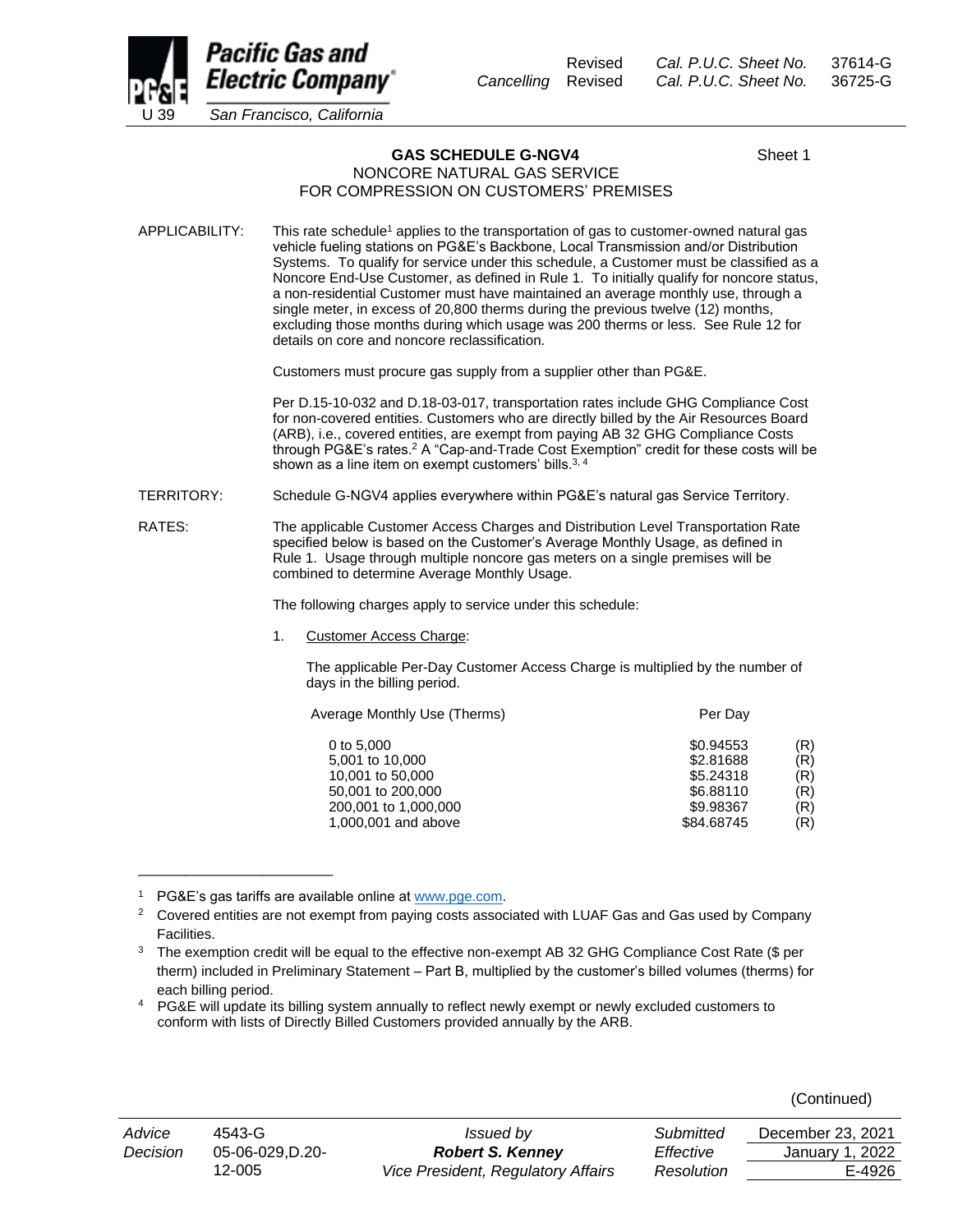# GAS SCHEDULE G-NGV4

Sheet 1

NONCORE NATURAL GAS SERVICE
FOR COMPRESSION ON CUSTOMERS' PREMISES

APPLICABILITY: This rate schedule[1] applies to the transportation of gas to customer-owned natural gas vehicle fueling stations on PG&E's Backbone, Local Transmission and/or Distribution Systems. To qualify for service under this schedule, a Customer must be classified as a Noncore End-Use Customer, as defined in Rule 1. To initially qualify for noncore status, a non-residential Customer must have maintained an average monthly use, through a single meter, in excess of 20,800 therms during the previous twelve (12) months, excluding those months during which usage was 200 therms or less. See Rule 12 for details on core and noncore reclassification.

Customers must procure gas supply from a supplier other than PG&E.

Per D.15-10-032 and D.18-03-017, transportation rates include GHG Compliance Cost for non-covered entities. Customers who are directly billed by the Air Resources Board (ARB), i.e., covered entities, are exempt from paying AB 32 GHG Compliance Costs through PG&E's rates.[2] A "Cap-and-Trade Cost Exemption" credit for these costs will be shown as a line item on exempt customers' bills.[3, 4]

TERRITORY: Schedule G-NGV4 applies everywhere within PG&E's natural gas Service Territory.

RATES: The applicable Customer Access Charges and Distribution Level Transportation Rate specified below is based on the Customer's Average Monthly Usage, as defined in Rule 1. Usage through multiple noncore gas meters on a single premises will be combined to determine Average Monthly Usage.

The following charges apply to service under this schedule:

1. Customer Access Charge:

   The applicable Per-Day Customer Access Charge is multiplied by the number of days in the billing period.

| Average Monthly Use (Therms) | Per Day | |
|---|---|---|
| 0 to 5,000 | $0.94553 | (R) |
| 5,001 to 10,000 | $2.81688 | (R) |
| 10,001 to 50,000 | $5.24318 | (R) |
| 50,001 to 200,000 | $6.88110 | (R) |
| 200,001 to 1,000,000 | $9.98367 | (R) |
| 1,000,001 and above | $84.68745 | (R) |

---

[1] PG&E's gas tariffs are available online at www.pge.com.

[2] Covered entities are not exempt from paying costs associated with LUAF Gas and Gas used by Company Facilities.

[3] The exemption credit will be equal to the effective non-exempt AB 32 GHG Compliance Cost Rate ($ per therm) included in Preliminary Statement – Part B, multiplied by the customer's billed volumes (therms) for each billing period.

[4] PG&E will update its billing system annually to reflect newly exempt or newly excluded customers to conform with lists of Directly Billed Customers provided annually by the ARB.

(Continued)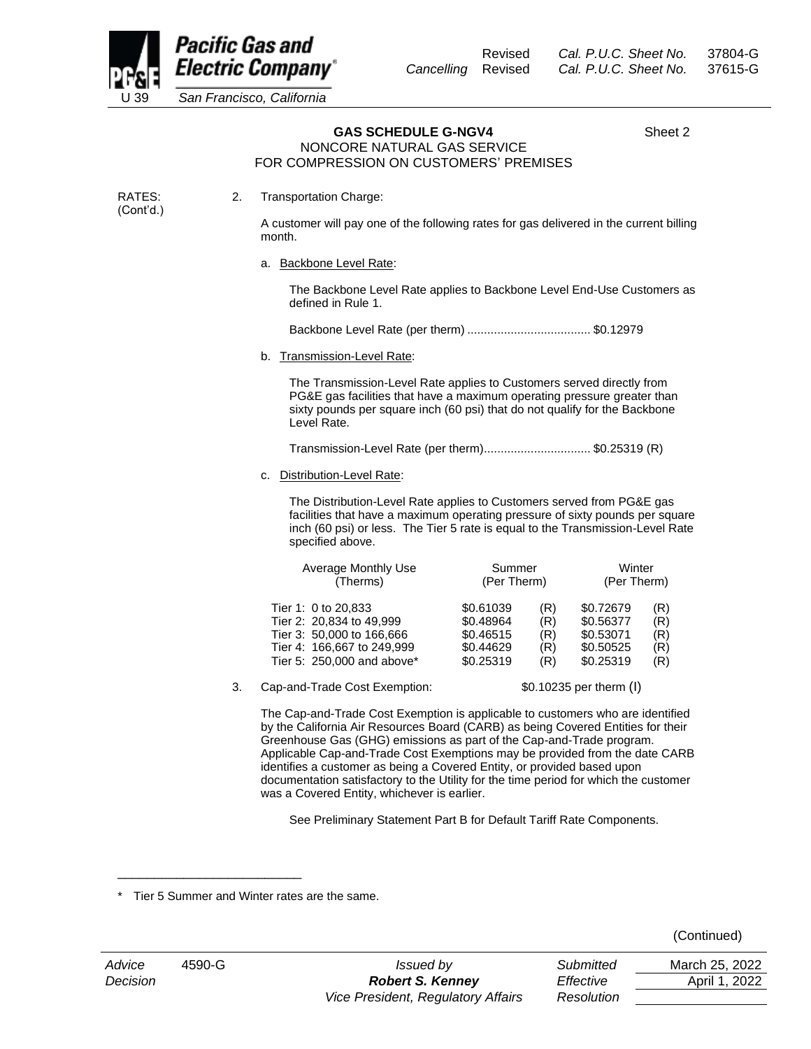Revised Cal. P.U.C. Sheet No. 37804-G
Cancelling Revised Cal. P.U.C. Sheet No. 37615-G

## GAS SCHEDULE G-NGV4

Sheet 2

NONCORE NATURAL GAS SERVICE
FOR COMPRESSION ON CUSTOMERS' PREMISES

RATES: (Cont'd.)

2. Transportation Charge:

   A customer will pay one of the following rates for gas delivered in the current billing month.

   a. Backbone Level Rate:

      The Backbone Level Rate applies to Backbone Level End-Use Customers as defined in Rule 1.

      Backbone Level Rate (per therm) .................................... $0.12979

   b. Transmission-Level Rate:

      The Transmission-Level Rate applies to Customers served directly from PG&E gas facilities that have a maximum operating pressure greater than sixty pounds per square inch (60 psi) that do not qualify for the Backbone Level Rate.

      Transmission-Level Rate (per therm)................................ $0.25319 (R)

   c. Distribution-Level Rate:

      The Distribution-Level Rate applies to Customers served from PG&E gas facilities that have a maximum operating pressure of sixty pounds per square inch (60 psi) or less. The Tier 5 rate is equal to the Transmission-Level Rate specified above.

| Average Monthly Use (Therms) | Summer (Per Therm) | | Winter (Per Therm) | |
|---|---|---|---|---|
| Tier 1: 0 to 20,833 | $0.61039 | (R) | $0.72679 | (R) |
| Tier 2: 20,834 to 49,999 | $0.48964 | (R) | $0.56377 | (R) |
| Tier 3: 50,000 to 166,666 | $0.46515 | (R) | $0.53071 | (R) |
| Tier 4: 166,667 to 249,999 | $0.44629 | (R) | $0.50525 | (R) |
| Tier 5: 250,000 and above* | $0.25319 | (R) | $0.25319 | (R) |

3. Cap-and-Trade Cost Exemption: $0.10235 per therm (I)

   The Cap-and-Trade Cost Exemption is applicable to customers who are identified by the California Air Resources Board (CARB) as being Covered Entities for their Greenhouse Gas (GHG) emissions as part of the Cap-and-Trade program. Applicable Cap-and-Trade Cost Exemptions may be provided from the date CARB identifies a customer as being a Covered Entity, or provided based upon documentation satisfactory to the Utility for the time period for which the customer was a Covered Entity, whichever is earlier.

   See Preliminary Statement Part B for Default Tariff Rate Components.

---

\* Tier 5 Summer and Winter rates are the same.

(Continued)

| Advice | 4590-G | Issued by | Submitted | March 25, 2022 |
|---|---|---|---|---|
| Decision | | **Robert S. Kenney** | Effective | April 1, 2022 |
| | | Vice President, Regulatory Affairs | Resolution | |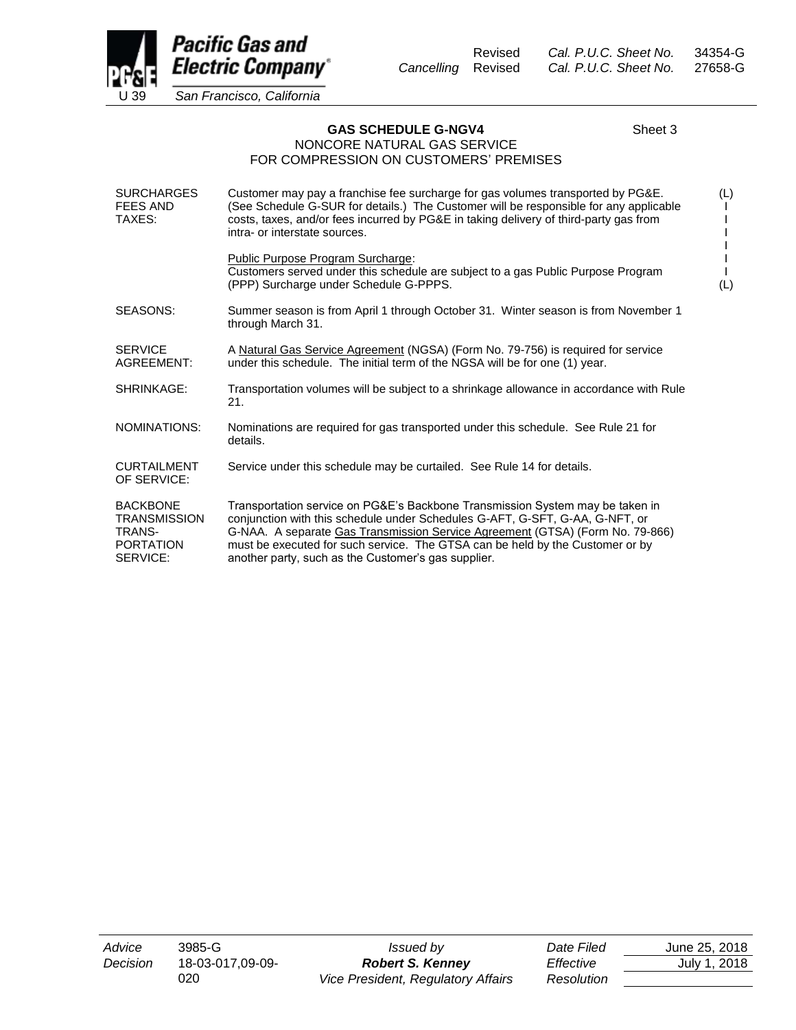Revised *Cal. P.U.C. Sheet No.* 34354-G
*Cancelling* Revised *Cal. P.U.C. Sheet No.* 27658-G

U 39 *San Francisco, California*

## GAS SCHEDULE G-NGV4

Sheet 3

NONCORE NATURAL GAS SERVICE
FOR COMPRESSION ON CUSTOMERS' PREMISES

| | | |
|---|---|---|
| SURCHARGES FEES AND TAXES: | Customer may pay a franchise fee surcharge for gas volumes transported by PG&E. (See Schedule G-SUR for details.) The Customer will be responsible for any applicable costs, taxes, and/or fees incurred by PG&E in taking delivery of third-party gas from intra- or interstate sources.<br><br>Public Purpose Program Surcharge:<br>Customers served under this schedule are subject to a gas Public Purpose Program (PPP) Surcharge under Schedule G-PPPS. | (L) |
| SEASONS: | Summer season is from April 1 through October 31. Winter season is from November 1 through March 31. | |
| SERVICE AGREEMENT: | A Natural Gas Service Agreement (NGSA) (Form No. 79-756) is required for service under this schedule. The initial term of the NGSA will be for one (1) year. | |
| SHRINKAGE: | Transportation volumes will be subject to a shrinkage allowance in accordance with Rule 21. | |
| NOMINATIONS: | Nominations are required for gas transported under this schedule. See Rule 21 for details. | |
| CURTAILMENT OF SERVICE: | Service under this schedule may be curtailed. See Rule 14 for details. | |
| BACKBONE TRANSMISSION TRANS-PORTATION SERVICE: | Transportation service on PG&E's Backbone Transmission System may be taken in conjunction with this schedule under Schedules G-AFT, G-SFT, G-AA, G-NFT, or G-NAA. A separate Gas Transmission Service Agreement (GTSA) (Form No. 79-866) must be executed for such service. The GTSA can be held by the Customer or by another party, such as the Customer's gas supplier. | |

| | | | | |
|---|---|---|---|---|
| *Advice* | 3985-G | *Issued by* | *Date Filed* | June 25, 2018 |
| *Decision* | 18-03-017,09-09-020 | ***Robert S. Kenney*** | *Effective* | July 1, 2018 |
| | | *Vice President, Regulatory Affairs* | *Resolution* | |